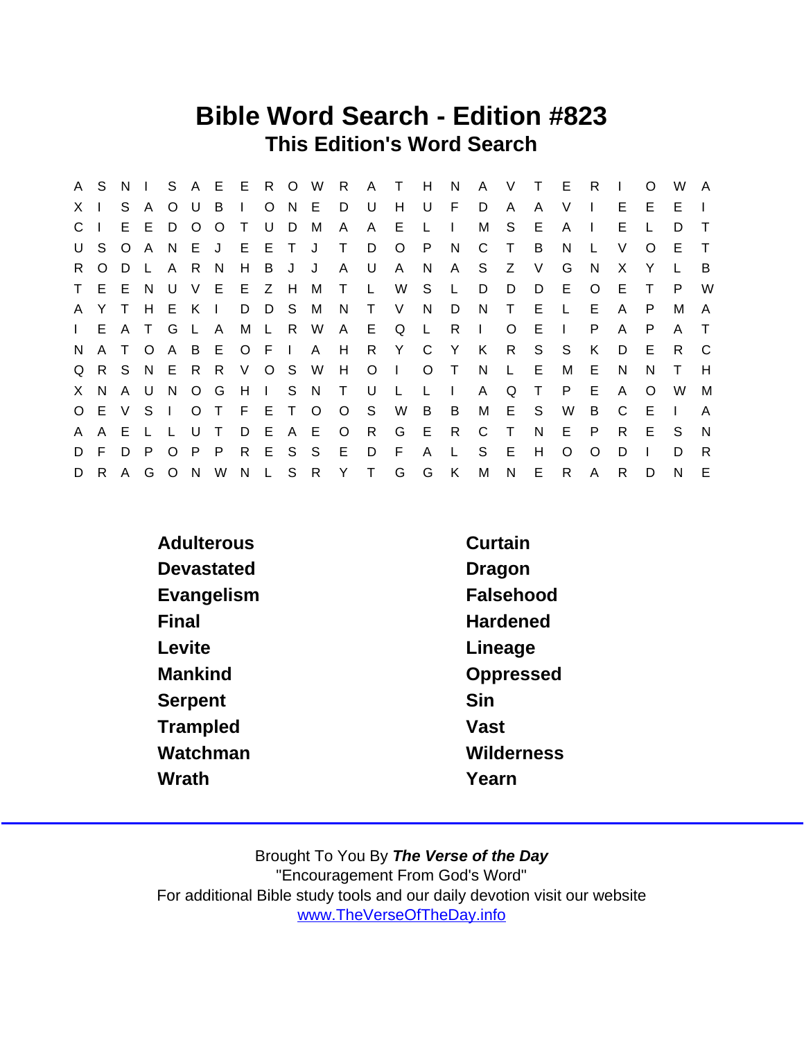# Bible Word Search - Edition #823

## This Edition's Word Search

```
A S N I S A E E R O W R A T H N A V T E R I O W A
X I S A O U B I O N E D U H U F D A A V I E E E I
C I E E D O O T U D M A A E L I M S E A I E L D T
U S O A N E J E E T J T D O P N C T B N L V O E T
R O D L A R N H B J J A U A N A S Z V G N X Y L B
T E E N U V E E Z H M T L W S L D D D E O E T P W
A Y T H E K I D D S M N T V N D N T E L E A P M A
I E A T G L A M L R W A E Q L R I O E I P A P A T
N A T O A B E O F I A H R Y C Y K R S S K D E R C
Q R S N E R R V O S W H O I O T N L E M E N N T H
X N A U N O G H I S N T U L L I A Q T P E A O W M
O E V S I O T F E T O O S W B B M E S W B C E I A
A A E L L U T D E A E O R G E R C T N E P R E S N
D F D P O P P R E S S E D F A L S E H O O D I D R
D R A G O N W N L S R Y T G G K M N E R A R D N E
```

| | |
|---|---|
| Adulterous | Curtain |
| Devastated | Dragon |
| Evangelism | Falsehood |
| Final | Hardened |
| Levite | Lineage |
| Mankind | Oppressed |
| Serpent | Sin |
| Trampled | Vast |
| Watchman | Wilderness |
| Wrath | Yearn |

Brought To You By ***The Verse of the Day***
"Encouragement From God's Word"
For additional Bible study tools and our daily devotion visit our website
www.TheVerseOfTheDay.info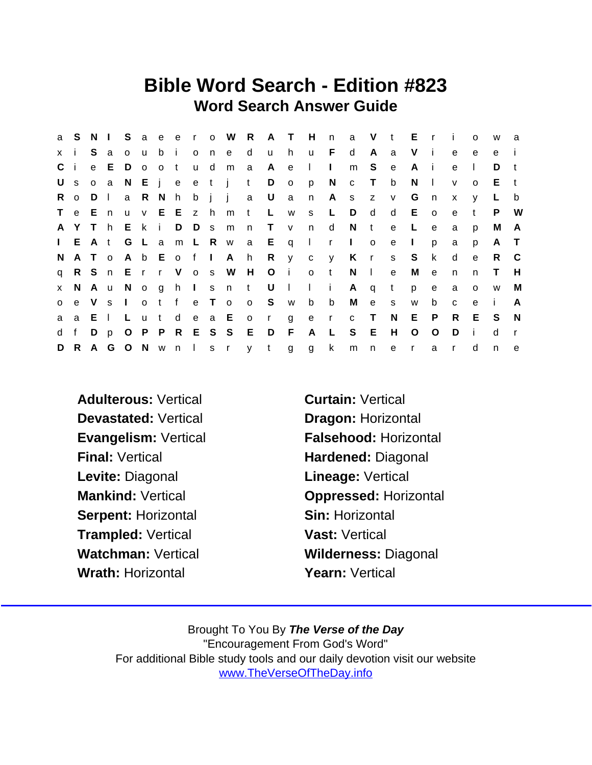# Bible Word Search - Edition #823

## Word Search Answer Guide

```
a S N I S a e e r o W R A T H n a V t E r i o w a
x i S a o u b i o n e d u h u F d A a V i e e e i
C i e E D o o t u d m a A e l I m S e A i e l D t
U s o a N E j e e t j t D o p N c T b N l v o E t
R o D l a R N h b j j a U a n A s z v G n x y L b
T e E n u v E E z h m t L w s L D d d E o e t P W
A Y T h E k i D D s m n T v n d N t e L e a p M A
I E A t G L a m L R w a E q l r I o e I p a p A T
N A T o A b E o f I A h R y c y K r s S k d e R C
q R S n E r r V o s W H O i o t N l e M e n n T H
x N A u N o g h I s n t U l l i A q t p e a o w M
o e V s I o t f e T o o S w b b M e s w b c e i A
a a E l L u t d e a E o r g e r c T N E P R E S N
d f D p O P P R E S S E D F A L S E H O O D i d r
D R A G O N w n l s r y t g g k m n e r a r d n e
```

**Adulterous:** Vertical
**Devastated:** Vertical
**Evangelism:** Vertical
**Final:** Vertical
**Levite:** Diagonal
**Lineage:** Vertical
**Mankind:** Vertical
**Serpent:** Horizontal
**Trampled:** Vertical
**Watchman:** Vertical
**Wrath:** Horizontal
**Curtain:** Vertical
**Dragon:** Horizontal
**Falsehood:** Horizontal
**Hardened:** Diagonal
**Oppressed:** Horizontal
**Sin:** Horizontal
**Vast:** Vertical
**Wilderness:** Diagonal
**Yearn:** Vertical

Brought To You By ***The Verse of the Day***
"Encouragement From God's Word"
For additional Bible study tools and our daily devotion visit our website
www.TheVerseOfTheDay.info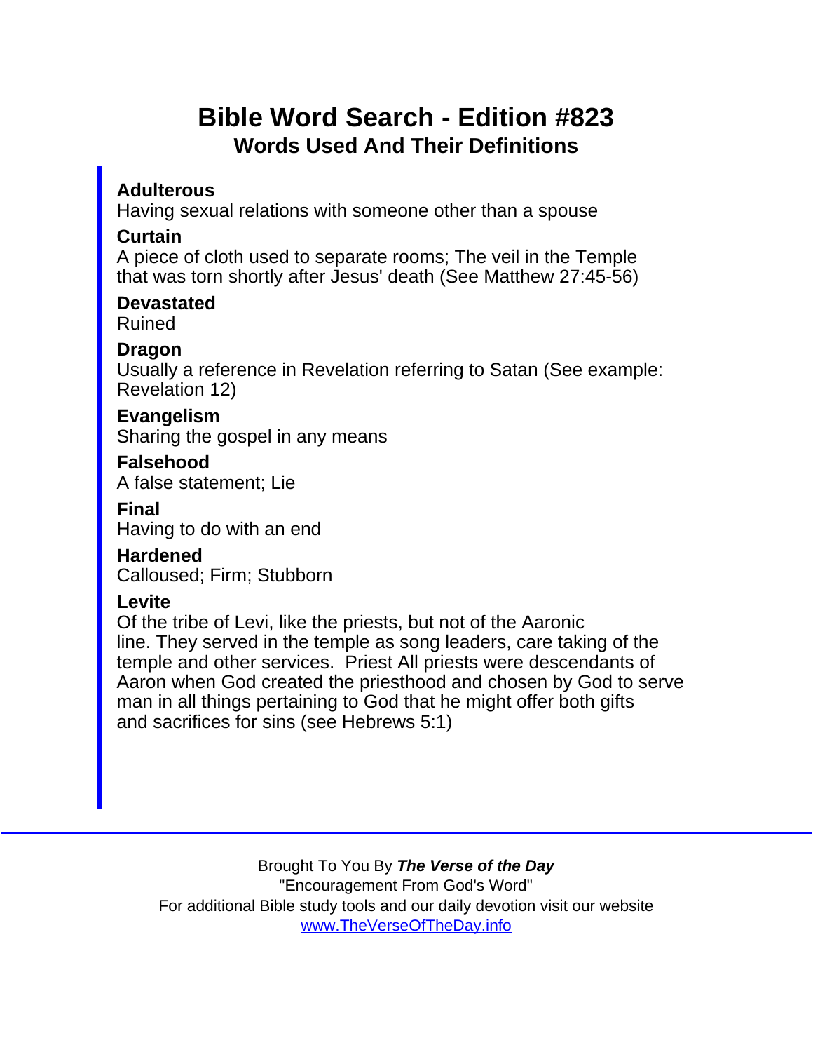# Bible Word Search - Edition #823

## Words Used And Their Definitions

**Adulterous**
Having sexual relations with someone other than a spouse

**Curtain**
A piece of cloth used to separate rooms; The veil in the Temple that was torn shortly after Jesus' death (See Matthew 27:45-56)

**Devastated**
Ruined

**Dragon**
Usually a reference in Revelation referring to Satan (See example: Revelation 12)

**Evangelism**
Sharing the gospel in any means

**Falsehood**
A false statement; Lie

**Final**
Having to do with an end

**Hardened**
Calloused; Firm; Stubborn

**Levite**
Of the tribe of Levi, like the priests, but not of the Aaronic line. They served in the temple as song leaders, care taking of the temple and other services. Priest All priests were descendants of Aaron when God created the priesthood and chosen by God to serve man in all things pertaining to God that he might offer both gifts and sacrifices for sins (see Hebrews 5:1)

---

Brought To You By ***The Verse of the Day***
"Encouragement From God's Word"
For additional Bible study tools and our daily devotion visit our website
www.TheVerseOfTheDay.info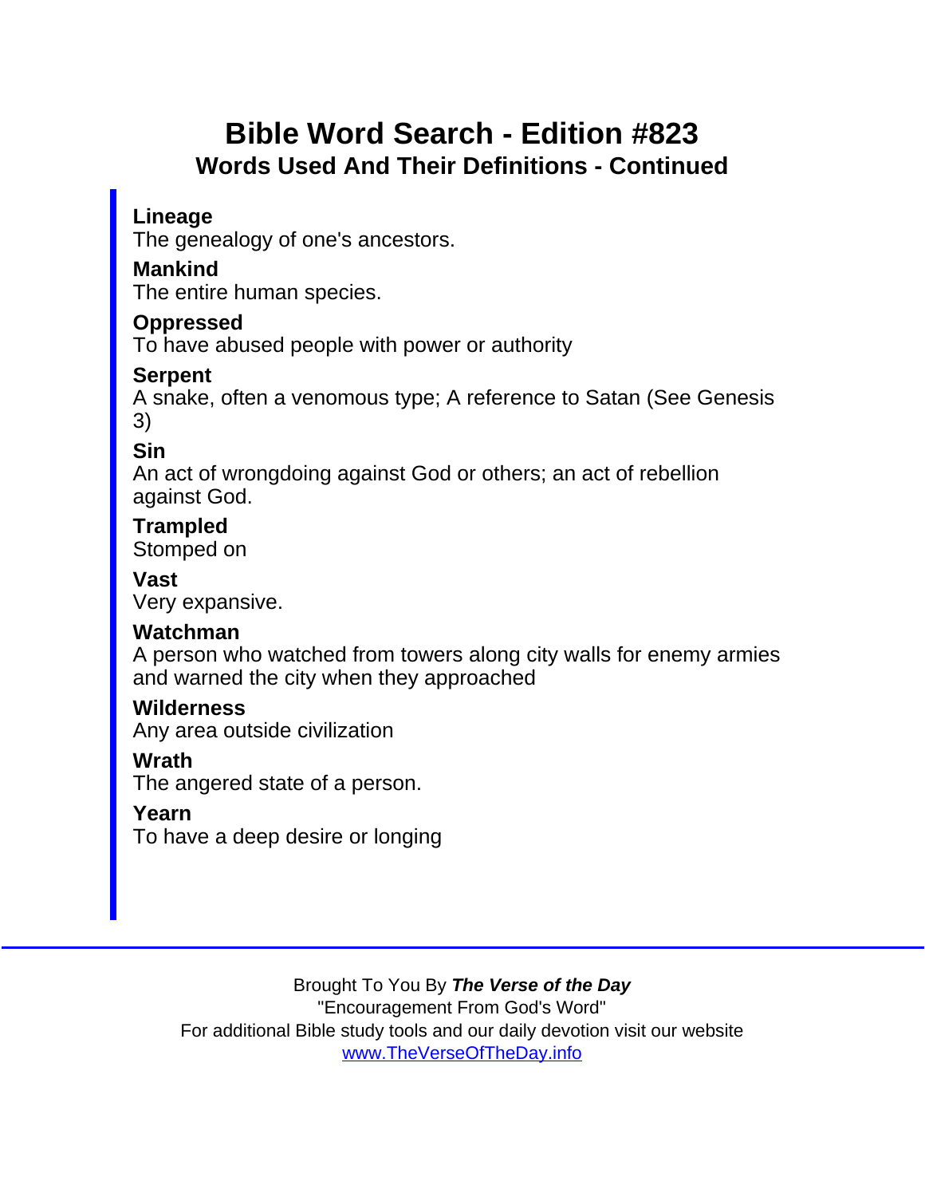# Bible Word Search - Edition #823

## Words Used And Their Definitions - Continued

**Lineage**
The genealogy of one's ancestors.

**Mankind**
The entire human species.

**Oppressed**
To have abused people with power or authority

**Serpent**
A snake, often a venomous type; A reference to Satan (See Genesis 3)

**Sin**
An act of wrongdoing against God or others; an act of rebellion against God.

**Trampled**
Stomped on

**Vast**
Very expansive.

**Watchman**
A person who watched from towers along city walls for enemy armies and warned the city when they approached

**Wilderness**
Any area outside civilization

**Wrath**
The angered state of a person.

**Yearn**
To have a deep desire or longing

---

Brought To You By ***The Verse of the Day***
"Encouragement From God's Word"
For additional Bible study tools and our daily devotion visit our website
www.TheVerseOfTheDay.info